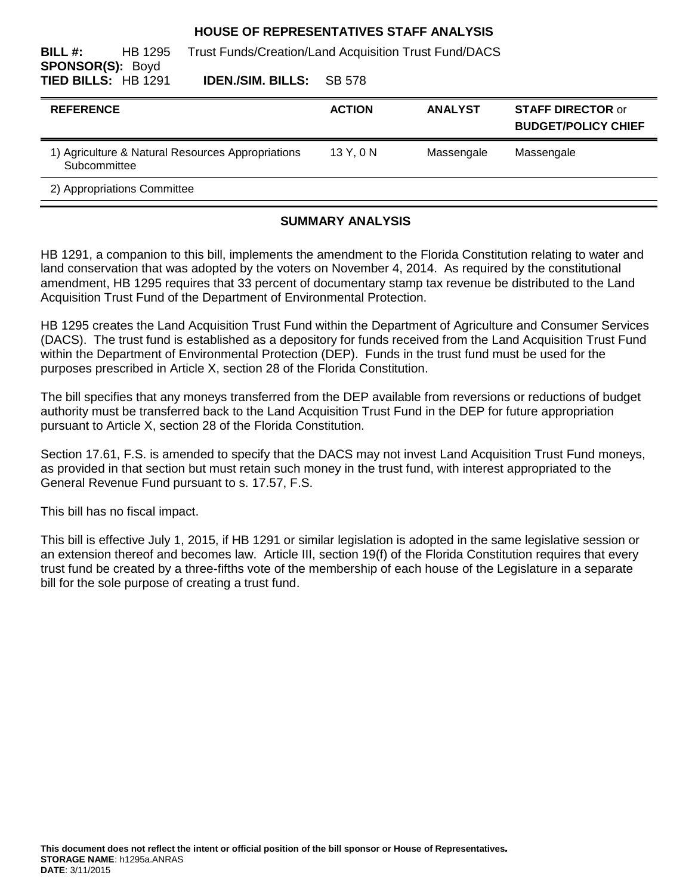**HOUSE OF REPRESENTATIVES STAFF ANALYSIS**

**BILL #:** HB 1295 Trust Funds/Creation/Land Acquisition Trust Fund/DACS
**SPONSOR(S):** Boyd
**TIED BILLS:** HB 1291 **IDEN./SIM. BILLS:** SB 578

| REFERENCE | ACTION | ANALYST | STAFF DIRECTOR or BUDGET/POLICY CHIEF |
|---|---|---|---|
| 1) Agriculture & Natural Resources Appropriations Subcommittee | 13 Y, 0 N | Massengale | Massengale |
| 2) Appropriations Committee | | | |

## SUMMARY ANALYSIS

HB 1291, a companion to this bill, implements the amendment to the Florida Constitution relating to water and land conservation that was adopted by the voters on November 4, 2014. As required by the constitutional amendment, HB 1295 requires that 33 percent of documentary stamp tax revenue be distributed to the Land Acquisition Trust Fund of the Department of Environmental Protection.

HB 1295 creates the Land Acquisition Trust Fund within the Department of Agriculture and Consumer Services (DACS). The trust fund is established as a depository for funds received from the Land Acquisition Trust Fund within the Department of Environmental Protection (DEP). Funds in the trust fund must be used for the purposes prescribed in Article X, section 28 of the Florida Constitution.

The bill specifies that any moneys transferred from the DEP available from reversions or reductions of budget authority must be transferred back to the Land Acquisition Trust Fund in the DEP for future appropriation pursuant to Article X, section 28 of the Florida Constitution.

Section 17.61, F.S. is amended to specify that the DACS may not invest Land Acquisition Trust Fund moneys, as provided in that section but must retain such money in the trust fund, with interest appropriated to the General Revenue Fund pursuant to s. 17.57, F.S.

This bill has no fiscal impact.

This bill is effective July 1, 2015, if HB 1291 or similar legislation is adopted in the same legislative session or an extension thereof and becomes law. Article III, section 19(f) of the Florida Constitution requires that every trust fund be created by a three-fifths vote of the membership of each house of the Legislature in a separate bill for the sole purpose of creating a trust fund.

**This document does not reflect the intent or official position of the bill sponsor or House of Representatives.**
**STORAGE NAME**: h1295a.ANRAS
**DATE**: 3/11/2015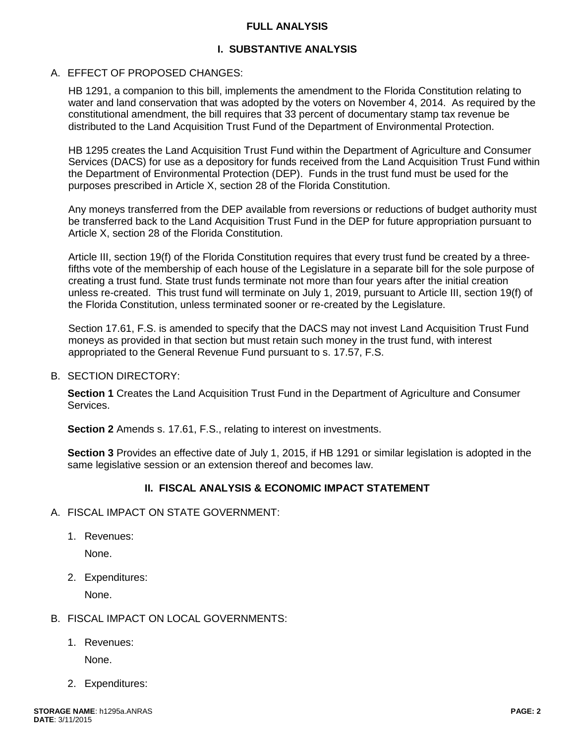## FULL ANALYSIS

### I. SUBSTANTIVE ANALYSIS

A. EFFECT OF PROPOSED CHANGES:

HB 1291, a companion to this bill, implements the amendment to the Florida Constitution relating to water and land conservation that was adopted by the voters on November 4, 2014. As required by the constitutional amendment, the bill requires that 33 percent of documentary stamp tax revenue be distributed to the Land Acquisition Trust Fund of the Department of Environmental Protection.

HB 1295 creates the Land Acquisition Trust Fund within the Department of Agriculture and Consumer Services (DACS) for use as a depository for funds received from the Land Acquisition Trust Fund within the Department of Environmental Protection (DEP). Funds in the trust fund must be used for the purposes prescribed in Article X, section 28 of the Florida Constitution.

Any moneys transferred from the DEP available from reversions or reductions of budget authority must be transferred back to the Land Acquisition Trust Fund in the DEP for future appropriation pursuant to Article X, section 28 of the Florida Constitution.

Article III, section 19(f) of the Florida Constitution requires that every trust fund be created by a three-fifths vote of the membership of each house of the Legislature in a separate bill for the sole purpose of creating a trust fund. State trust funds terminate not more than four years after the initial creation unless re-created. This trust fund will terminate on July 1, 2019, pursuant to Article III, section 19(f) of the Florida Constitution, unless terminated sooner or re-created by the Legislature.

Section 17.61, F.S. is amended to specify that the DACS may not invest Land Acquisition Trust Fund moneys as provided in that section but must retain such money in the trust fund, with interest appropriated to the General Revenue Fund pursuant to s. 17.57, F.S.

B. SECTION DIRECTORY:

**Section 1** Creates the Land Acquisition Trust Fund in the Department of Agriculture and Consumer Services.

**Section 2** Amends s. 17.61, F.S., relating to interest on investments.

**Section 3** Provides an effective date of July 1, 2015, if HB 1291 or similar legislation is adopted in the same legislative session or an extension thereof and becomes law.

### II. FISCAL ANALYSIS & ECONOMIC IMPACT STATEMENT

A. FISCAL IMPACT ON STATE GOVERNMENT:

1. Revenues:

   None.

2. Expenditures:

   None.

B. FISCAL IMPACT ON LOCAL GOVERNMENTS:

1. Revenues:

   None.

2. Expenditures: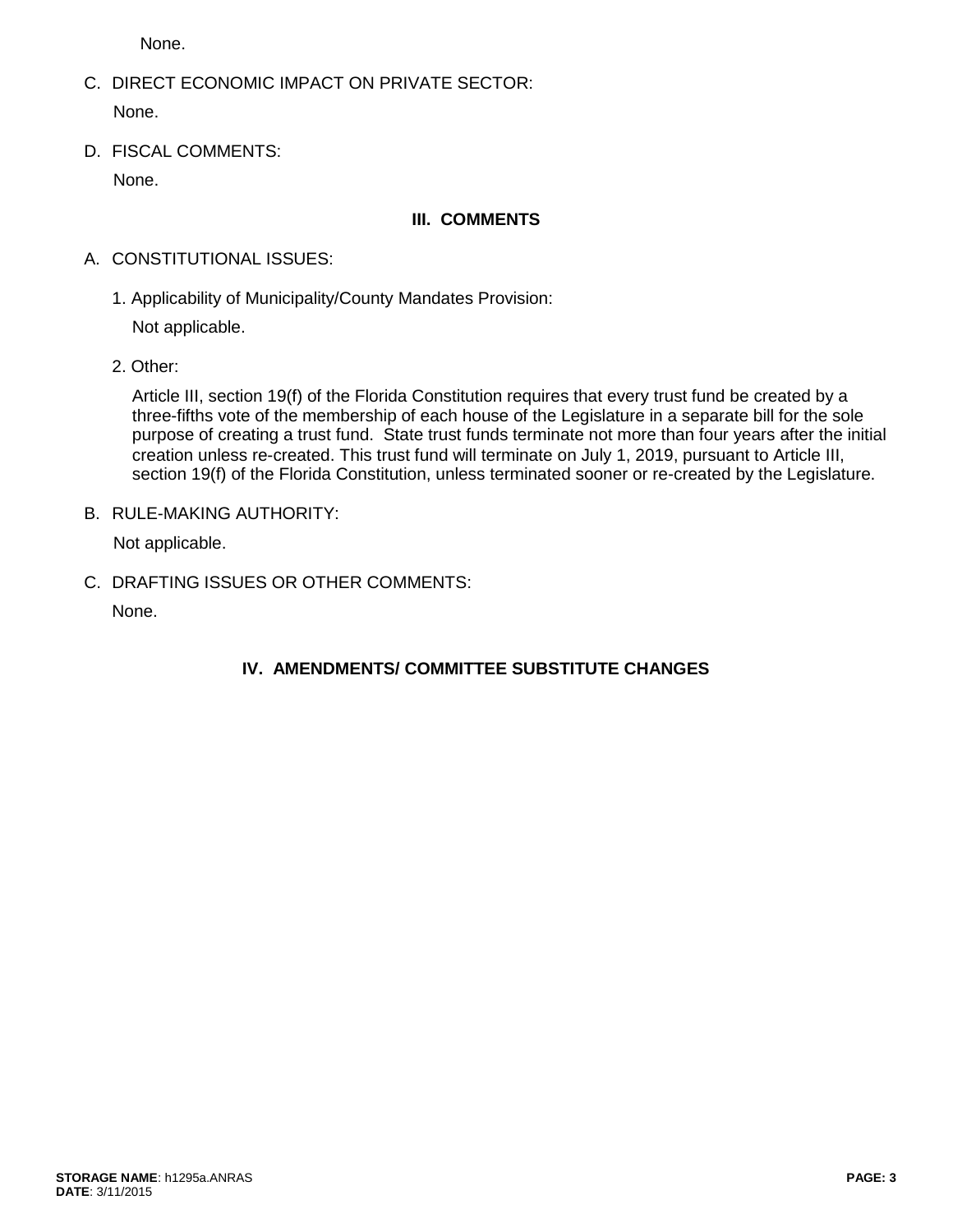None.

C. DIRECT ECONOMIC IMPACT ON PRIVATE SECTOR:

None.

D. FISCAL COMMENTS:

None.

## III. COMMENTS

A. CONSTITUTIONAL ISSUES:

1. Applicability of Municipality/County Mandates Provision:

   Not applicable.

2. Other:

   Article III, section 19(f) of the Florida Constitution requires that every trust fund be created by a three-fifths vote of the membership of each house of the Legislature in a separate bill for the sole purpose of creating a trust fund. State trust funds terminate not more than four years after the initial creation unless re-created. This trust fund will terminate on July 1, 2019, pursuant to Article III, section 19(f) of the Florida Constitution, unless terminated sooner or re-created by the Legislature.

B. RULE-MAKING AUTHORITY:

Not applicable.

C. DRAFTING ISSUES OR OTHER COMMENTS:

None.

## IV. AMENDMENTS/ COMMITTEE SUBSTITUTE CHANGES